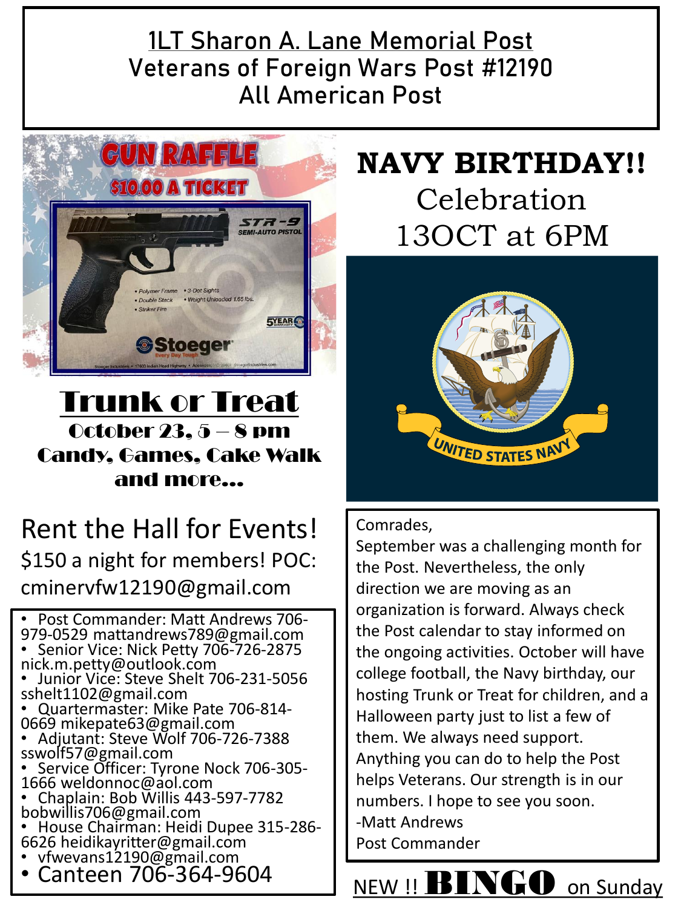# 1LT Sharon A. Lane Memorial Post
# Veterans of Foreign Wars Post #12190
# All American Post

## GUN RAFFLE
## $10.00 A TICKET

STR-9 SEMI-AUTO PISTOL

- Polymer Frame
- Double Stack
- Striker Fire
- 3-Dot Sights
- Weight Unloaded 1.65 lbs.

5 YEAR WARRANTY

Stoeger — Every Day Tough

## Trunk or Treat

**October 23, 5 – 8 pm**
**Candy, Games, Cake Walk and more…**

## Rent the Hall for Events!

$150 a night for members! POC: cminervfw12190@gmail.com

- Post Commander: Matt Andrews 706-979-0529 mattandrews789@gmail.com
- Senior Vice: Nick Petty 706-726-2875 nick.m.petty@outlook.com
- Junior Vice: Steve Shelt 706-231-5056 sshelt1102@gmail.com
- Quartermaster: Mike Pate 706-814-0669 mikepate63@gmail.com
- Adjutant: Steve Wolf 706-726-7388 sswolf57@gmail.com
- Service Officer: Tyrone Nock 706-305-1666 weldonnoc@aol.com
- Chaplain: Bob Willis 443-597-7782 bobwillis706@gmail.com
- House Chairman: Heidi Dupee 315-286-6626 heidikayritter@gmail.com
- vfwevans12190@gmail.com
- Canteen 706-364-9604

## NAVY BIRTHDAY!!

Celebration
13OCT at 6PM

UNITED STATES NAVY

Comrades,
September was a challenging month for the Post. Nevertheless, the only direction we are moving as an organization is forward. Always check the Post calendar to stay informed on the ongoing activities. October will have college football, the Navy birthday, our hosting Trunk or Treat for children, and a Halloween party just to list a few of them. We always need support. Anything you can do to help the Post helps Veterans. Our strength is in our numbers. I hope to see you soon.
-Matt Andrews
Post Commander

NEW !! **BINGO** on Sunday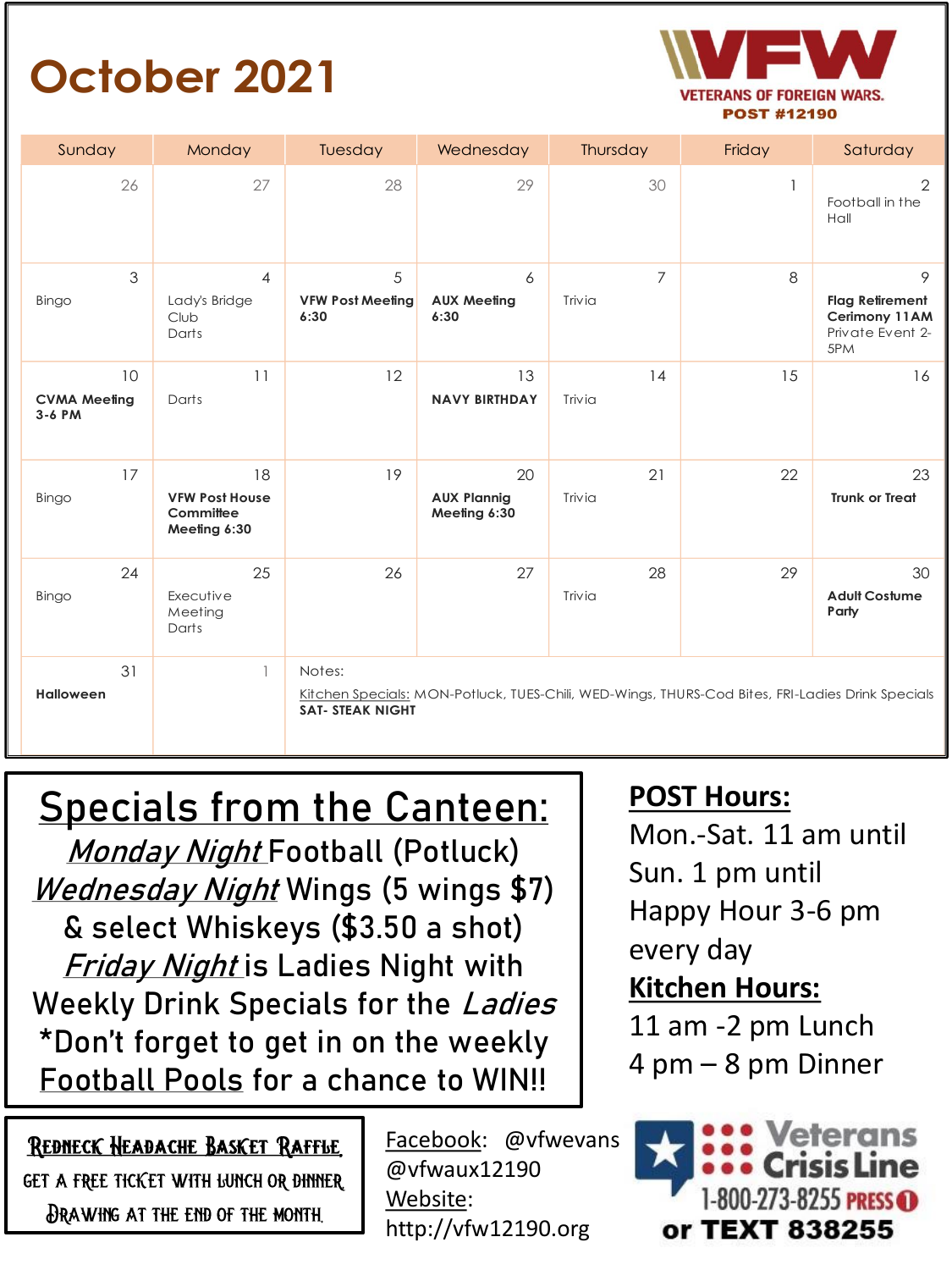# October 2021

**VFW**
**VETERANS OF FOREIGN WARS.**
**POST #12190**

| Sunday | Monday | Tuesday | Wednesday | Thursday | Friday | Saturday |
|---|---|---|---|---|---|---|
| 26 | 27 | 28 | 29 | 30 | 1 | 2<br>Football in the Hall |
| 3<br>Bingo | 4<br>Lady's Bridge Club<br>Darts | 5<br>**VFW Post Meeting 6:30** | 6<br>**AUX Meeting 6:30** | 7<br>Trivia | 8 | 9<br>**Flag Retirement Cerimony 11AM**<br>Private Event 2-5PM |
| 10<br>**CVMA Meeting 3-6 PM** | 11<br>Darts | 12 | 13<br>**NAVY BIRTHDAY** | 14<br>Trivia | 15 | 16 |
| 17<br>Bingo | 18<br>**VFW Post House Committee Meeting 6:30** | 19 | 20<br>**AUX Plannig Meeting 6:30** | 21<br>Trivia | 22 | 23<br>**Trunk or Treat** |
| 24<br>Bingo | 25<br>Executive Meeting<br>Darts | 26 | 27 | 28<br>Trivia | 29 | 30<br>**Adult Costume Party** |
| 31<br>**Halloween** | 1 | Notes:<br>Kitchen Specials: MON-Potluck, TUES-Chili, WED-Wings, THURS-Cod Bites, FRI-Ladies Drink Specials<br>**SAT- STEAK NIGHT** | | | | |

## Specials from the Canteen:

*Monday Night* Football (Potluck)
*Wednesday Night* Wings (5 wings $7) & select Whiskeys ($3.50 a shot)
*Friday Night* is Ladies Night with Weekly Drink Specials for the *Ladies*
*Don't forget to get in on the weekly Football Pools for a chance to WIN!!

**POST Hours:**
Mon.-Sat. 11 am until
Sun. 1 pm until
Happy Hour 3-6 pm every day

**Kitchen Hours:**
11 am -2 pm Lunch
4 pm – 8 pm Dinner

**Redneck Headache Basket Raffle**
Get a free ticket with lunch or dinner
Drawing at the end of the month

Facebook: @vfwevans
@vfwaux12190
Website:
http://vfw12190.org

Veterans Crisis Line
1-800-273-8255 PRESS 1
or TEXT 838255